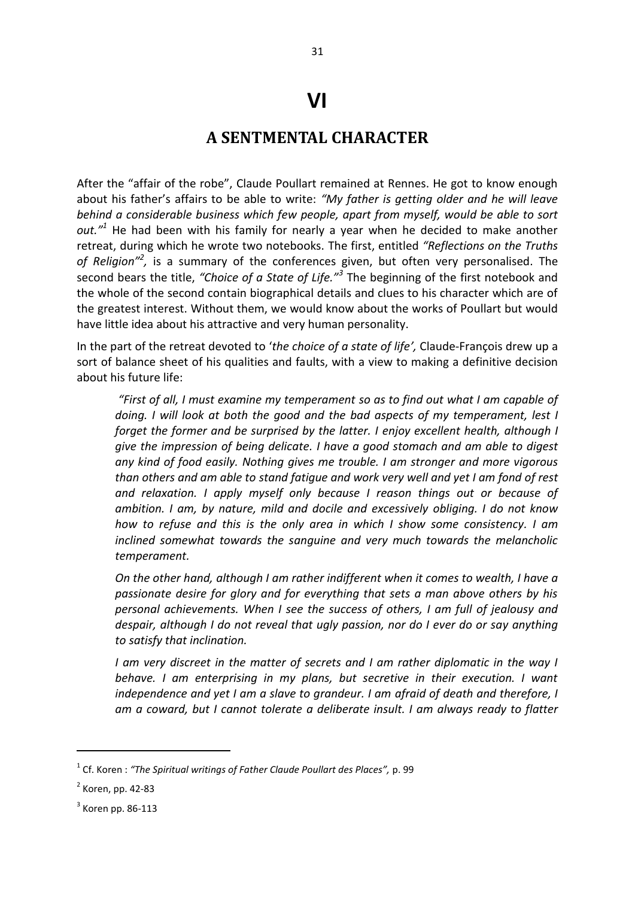# VI

## A SENTMENTAL CHARACTER

After the "affair of the robe", Claude Poullart remained at Rennes. He got to know enough about his father's affairs to be able to write: *"My father is getting older and he will leave behind a considerable business which few people, apart from myself, would be able to sort out."*[1] He had been with his family for nearly a year when he decided to make another retreat, during which he wrote two notebooks. The first, entitled *"Reflections on the Truths of Religion"*[2], is a summary of the conferences given, but often very personalised. The second bears the title, *"Choice of a State of Life."*[3] The beginning of the first notebook and the whole of the second contain biographical details and clues to his character which are of the greatest interest. Without them, we would know about the works of Poullart but would have little idea about his attractive and very human personality.

In the part of the retreat devoted to '*the choice of a state of life',* Claude-François drew up a sort of balance sheet of his qualities and faults, with a view to making a definitive decision about his future life:

> *"First of all, I must examine my temperament so as to find out what I am capable of doing. I will look at both the good and the bad aspects of my temperament, lest I forget the former and be surprised by the latter. I enjoy excellent health, although I give the impression of being delicate. I have a good stomach and am able to digest any kind of food easily. Nothing gives me trouble. I am stronger and more vigorous than others and am able to stand fatigue and work very well and yet I am fond of rest and relaxation. I apply myself only because I reason things out or because of ambition. I am, by nature, mild and docile and excessively obliging. I do not know how to refuse and this is the only area in which I show some consistency. I am inclined somewhat towards the sanguine and very much towards the melancholic temperament.*
>
> *On the other hand, although I am rather indifferent when it comes to wealth, I have a passionate desire for glory and for everything that sets a man above others by his personal achievements. When I see the success of others, I am full of jealousy and despair, although I do not reveal that ugly passion, nor do I ever do or say anything to satisfy that inclination.*
>
> *I am very discreet in the matter of secrets and I am rather diplomatic in the way I behave. I am enterprising in my plans, but secretive in their execution. I want independence and yet I am a slave to grandeur. I am afraid of death and therefore, I am a coward, but I cannot tolerate a deliberate insult. I am always ready to flatter*

---

[1] Cf. Koren : *"The Spiritual writings of Father Claude Poullart des Places",* p. 99

[2] Koren, pp. 42-83

[3] Koren pp. 86-113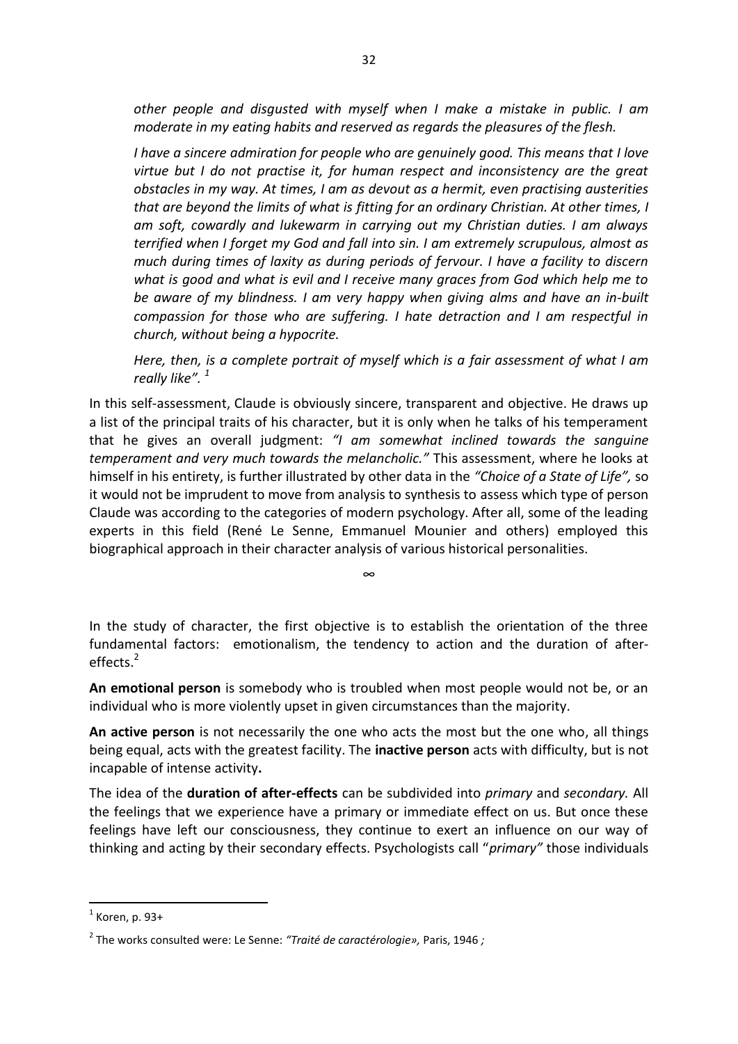*other people and disgusted with myself when I make a mistake in public. I am moderate in my eating habits and reserved as regards the pleasures of the flesh.*

*I have a sincere admiration for people who are genuinely good. This means that I love virtue but I do not practise it, for human respect and inconsistency are the great obstacles in my way. At times, I am as devout as a hermit, even practising austerities that are beyond the limits of what is fitting for an ordinary Christian. At other times, I am soft, cowardly and lukewarm in carrying out my Christian duties. I am always terrified when I forget my God and fall into sin. I am extremely scrupulous, almost as much during times of laxity as during periods of fervour. I have a facility to discern what is good and what is evil and I receive many graces from God which help me to be aware of my blindness. I am very happy when giving alms and have an in-built compassion for those who are suffering. I hate detraction and I am respectful in church, without being a hypocrite.*

*Here, then, is a complete portrait of myself which is a fair assessment of what I am really like".* [1]

In this self-assessment, Claude is obviously sincere, transparent and objective. He draws up a list of the principal traits of his character, but it is only when he talks of his temperament that he gives an overall judgment: *"I am somewhat inclined towards the sanguine temperament and very much towards the melancholic."* This assessment, where he looks at himself in his entirety, is further illustrated by other data in the *"Choice of a State of Life",* so it would not be imprudent to move from analysis to synthesis to assess which type of person Claude was according to the categories of modern psychology. After all, some of the leading experts in this field (René Le Senne, Emmanuel Mounier and others) employed this biographical approach in their character analysis of various historical personalities.

∞

In the study of character, the first objective is to establish the orientation of the three fundamental factors: emotionalism, the tendency to action and the duration of after-effects.[2]

**An emotional person** is somebody who is troubled when most people would not be, or an individual who is more violently upset in given circumstances than the majority.

**An active person** is not necessarily the one who acts the most but the one who, all things being equal, acts with the greatest facility. The **inactive person** acts with difficulty, but is not incapable of intense activity**.**

The idea of the **duration of after-effects** can be subdivided into *primary* and *secondary.* All the feelings that we experience have a primary or immediate effect on us. But once these feelings have left our consciousness, they continue to exert an influence on our way of thinking and acting by their secondary effects. Psychologists call "*primary"* those individuals

---

[1] Koren, p. 93+

[2] The works consulted were: Le Senne: *"Traité de caractérologie»,* Paris, 1946 *;*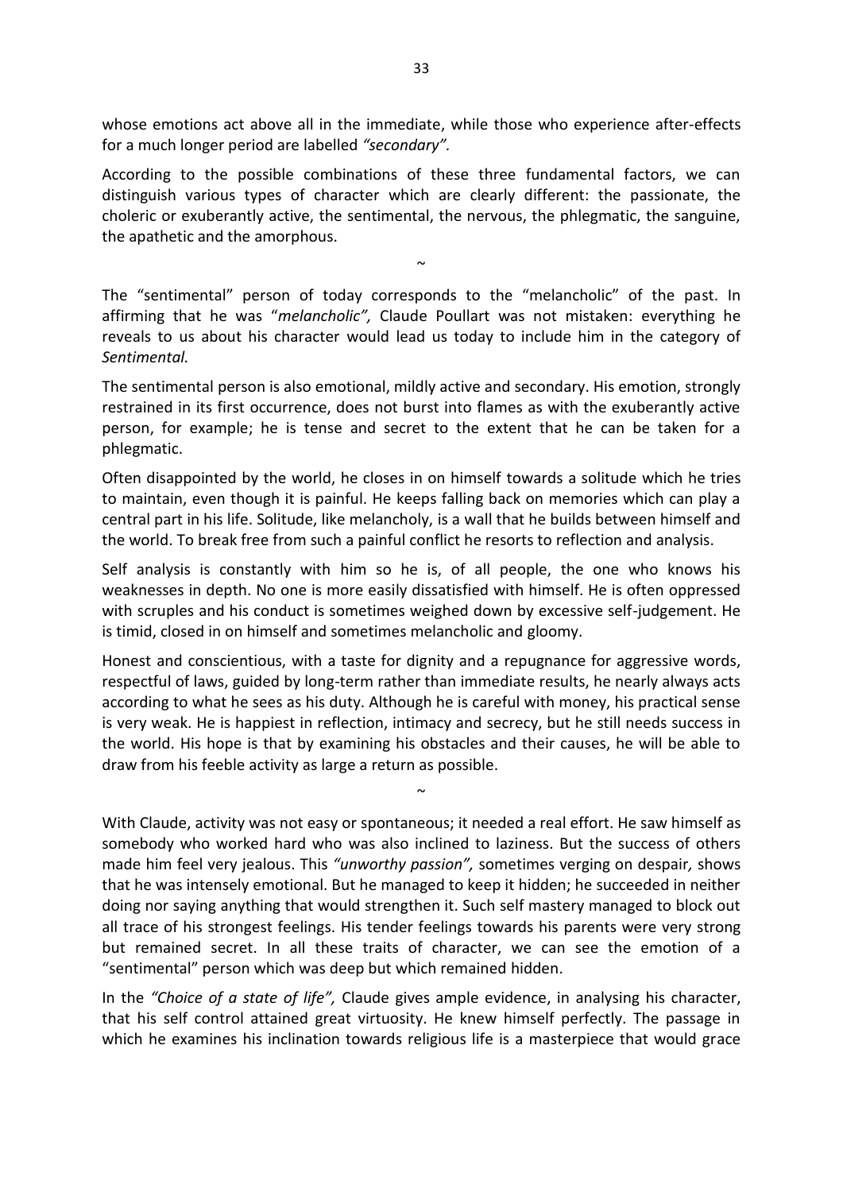whose emotions act above all in the immediate, while those who experience after-effects for a much longer period are labelled *"secondary".*

According to the possible combinations of these three fundamental factors, we can distinguish various types of character which are clearly different: the passionate, the choleric or exuberantly active, the sentimental, the nervous, the phlegmatic, the sanguine, the apathetic and the amorphous.

~

The "sentimental" person of today corresponds to the "melancholic" of the past. In affirming that he was "*melancholic",* Claude Poullart was not mistaken: everything he reveals to us about his character would lead us today to include him in the category of *Sentimental.*

The sentimental person is also emotional, mildly active and secondary. His emotion, strongly restrained in its first occurrence, does not burst into flames as with the exuberantly active person, for example; he is tense and secret to the extent that he can be taken for a phlegmatic.

Often disappointed by the world, he closes in on himself towards a solitude which he tries to maintain, even though it is painful. He keeps falling back on memories which can play a central part in his life. Solitude, like melancholy, is a wall that he builds between himself and the world. To break free from such a painful conflict he resorts to reflection and analysis.

Self analysis is constantly with him so he is, of all people, the one who knows his weaknesses in depth. No one is more easily dissatisfied with himself. He is often oppressed with scruples and his conduct is sometimes weighed down by excessive self-judgement. He is timid, closed in on himself and sometimes melancholic and gloomy.

Honest and conscientious, with a taste for dignity and a repugnance for aggressive words, respectful of laws, guided by long-term rather than immediate results, he nearly always acts according to what he sees as his duty. Although he is careful with money, his practical sense is very weak. He is happiest in reflection, intimacy and secrecy, but he still needs success in the world. His hope is that by examining his obstacles and their causes, he will be able to draw from his feeble activity as large a return as possible.

~

With Claude, activity was not easy or spontaneous; it needed a real effort. He saw himself as somebody who worked hard who was also inclined to laziness. But the success of others made him feel very jealous. This *"unworthy passion",* sometimes verging on despair*,* shows that he was intensely emotional. But he managed to keep it hidden; he succeeded in neither doing nor saying anything that would strengthen it. Such self mastery managed to block out all trace of his strongest feelings. His tender feelings towards his parents were very strong but remained secret. In all these traits of character, we can see the emotion of a "sentimental" person which was deep but which remained hidden.

In the *"Choice of a state of life",* Claude gives ample evidence, in analysing his character, that his self control attained great virtuosity. He knew himself perfectly. The passage in which he examines his inclination towards religious life is a masterpiece that would grace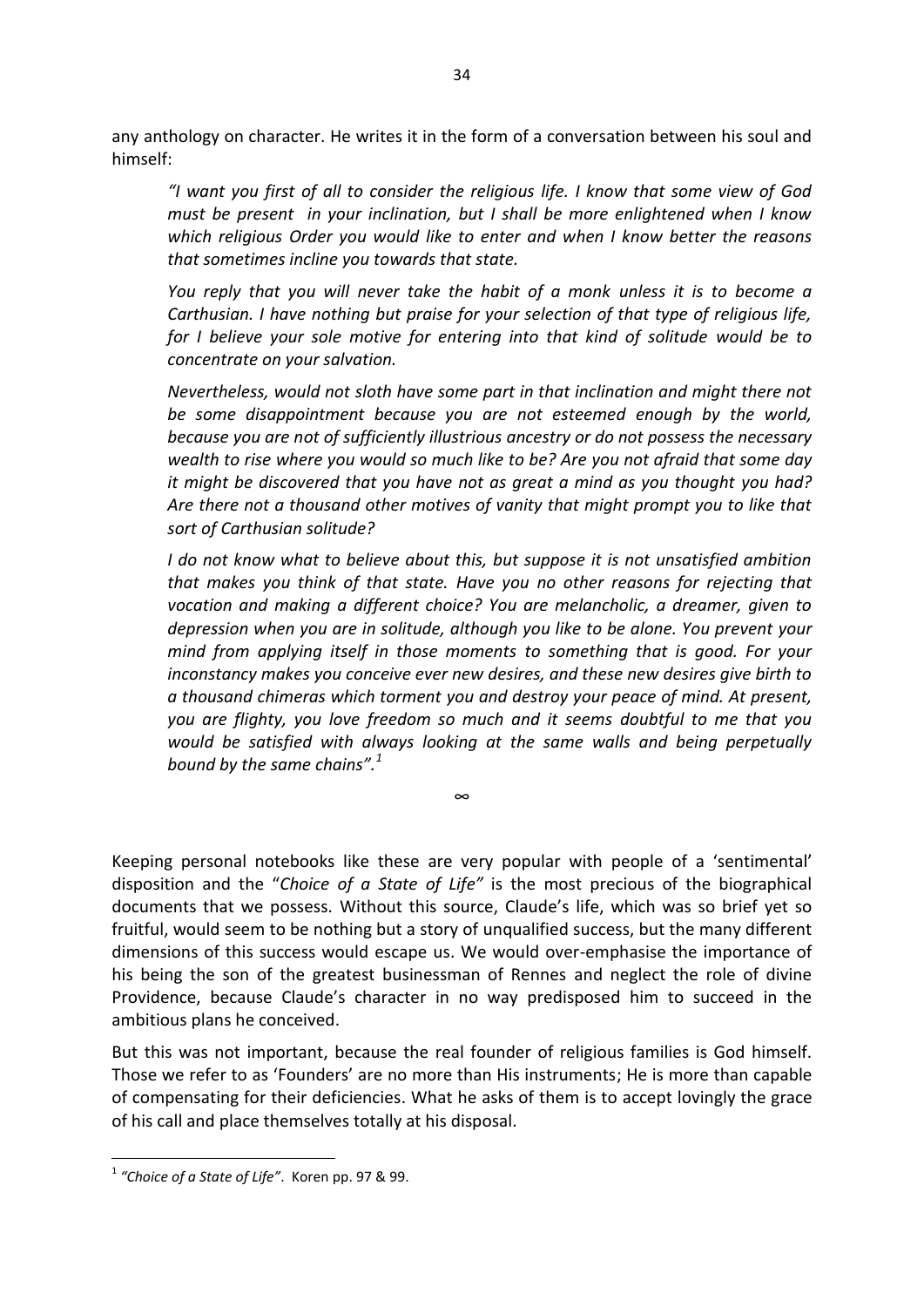any anthology on character. He writes it in the form of a conversation between his soul and himself:

> *"I want you first of all to consider the religious life. I know that some view of God must be present in your inclination, but I shall be more enlightened when I know which religious Order you would like to enter and when I know better the reasons that sometimes incline you towards that state.*
>
> *You reply that you will never take the habit of a monk unless it is to become a Carthusian. I have nothing but praise for your selection of that type of religious life, for I believe your sole motive for entering into that kind of solitude would be to concentrate on your salvation.*
>
> *Nevertheless, would not sloth have some part in that inclination and might there not be some disappointment because you are not esteemed enough by the world, because you are not of sufficiently illustrious ancestry or do not possess the necessary wealth to rise where you would so much like to be? Are you not afraid that some day it might be discovered that you have not as great a mind as you thought you had? Are there not a thousand other motives of vanity that might prompt you to like that sort of Carthusian solitude?*
>
> *I do not know what to believe about this, but suppose it is not unsatisfied ambition that makes you think of that state. Have you no other reasons for rejecting that vocation and making a different choice? You are melancholic, a dreamer, given to depression when you are in solitude, although you like to be alone. You prevent your mind from applying itself in those moments to something that is good. For your inconstancy makes you conceive ever new desires, and these new desires give birth to a thousand chimeras which torment you and destroy your peace of mind. At present, you are flighty, you love freedom so much and it seems doubtful to me that you would be satisfied with always looking at the same walls and being perpetually bound by the same chains".*[1]

∞

Keeping personal notebooks like these are very popular with people of a 'sentimental' disposition and the "*Choice of a State of Life"* is the most precious of the biographical documents that we possess. Without this source, Claude's life, which was so brief yet so fruitful, would seem to be nothing but a story of unqualified success, but the many different dimensions of this success would escape us. We would over-emphasise the importance of his being the son of the greatest businessman of Rennes and neglect the role of divine Providence, because Claude's character in no way predisposed him to succeed in the ambitious plans he conceived.

But this was not important, because the real founder of religious families is God himself. Those we refer to as 'Founders' are no more than His instruments; He is more than capable of compensating for their deficiencies. What he asks of them is to accept lovingly the grace of his call and place themselves totally at his disposal.

---

[1] *"Choice of a State of Life"*. Koren pp. 97 & 99.